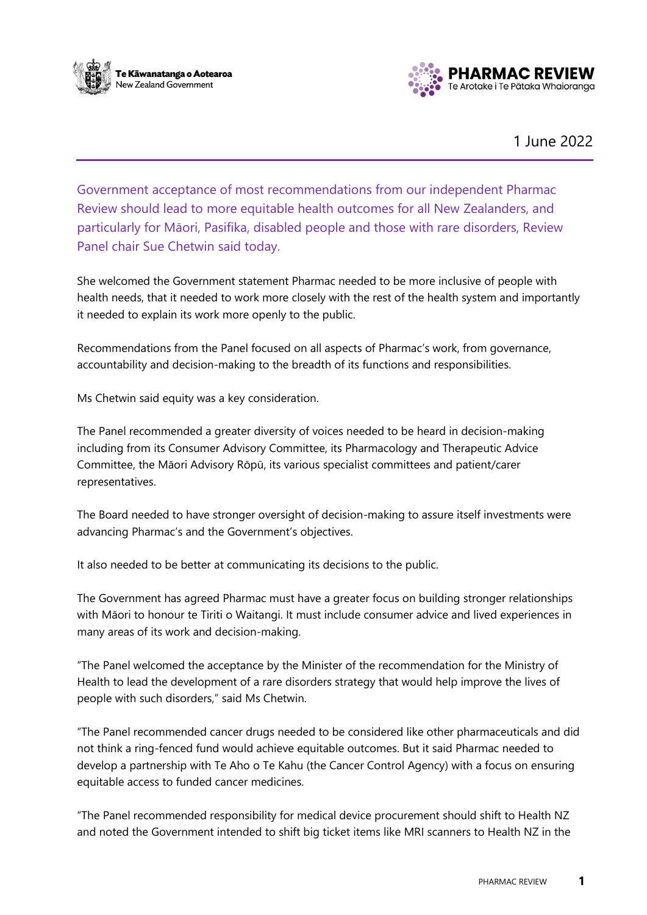Te Kāwanatanga o Aotearoa
New Zealand Government

PHARMAC REVIEW
Te Arotake i Te Pātaka Whaioranga

1 June 2022

Government acceptance of most recommendations from our independent Pharmac Review should lead to more equitable health outcomes for all New Zealanders, and particularly for Māori, Pasifika, disabled people and those with rare disorders, Review Panel chair Sue Chetwin said today.

She welcomed the Government statement Pharmac needed to be more inclusive of people with health needs, that it needed to work more closely with the rest of the health system and importantly it needed to explain its work more openly to the public.

Recommendations from the Panel focused on all aspects of Pharmac's work, from governance, accountability and decision-making to the breadth of its functions and responsibilities.

Ms Chetwin said equity was a key consideration.

The Panel recommended a greater diversity of voices needed to be heard in decision-making including from its Consumer Advisory Committee, its Pharmacology and Therapeutic Advice Committee, the Māori Advisory Rōpū, its various specialist committees and patient/carer representatives.

The Board needed to have stronger oversight of decision-making to assure itself investments were advancing Pharmac's and the Government's objectives.

It also needed to be better at communicating its decisions to the public.

The Government has agreed Pharmac must have a greater focus on building stronger relationships with Māori to honour te Tiriti o Waitangi. It must include consumer advice and lived experiences in many areas of its work and decision-making.

"The Panel welcomed the acceptance by the Minister of the recommendation for the Ministry of Health to lead the development of a rare disorders strategy that would help improve the lives of people with such disorders," said Ms Chetwin.

"The Panel recommended cancer drugs needed to be considered like other pharmaceuticals and did not think a ring-fenced fund would achieve equitable outcomes. But it said Pharmac needed to develop a partnership with Te Aho o Te Kahu (the Cancer Control Agency) with a focus on ensuring equitable access to funded cancer medicines.

"The Panel recommended responsibility for medical device procurement should shift to Health NZ and noted the Government intended to shift big ticket items like MRI scanners to Health NZ in the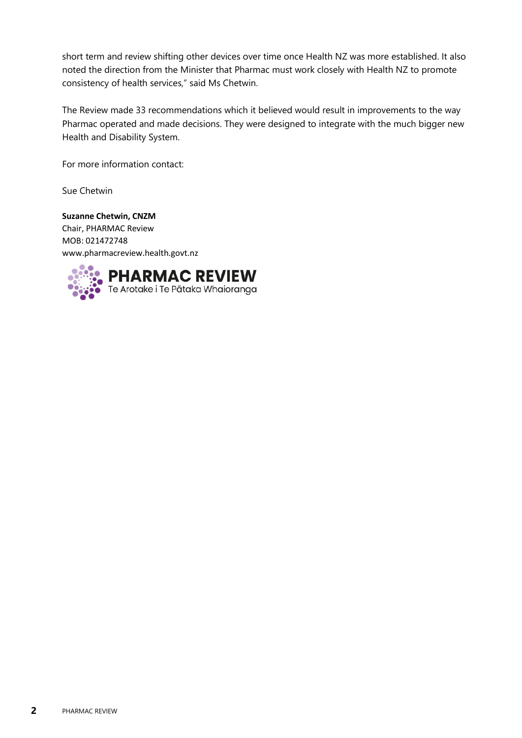short term and review shifting other devices over time once Health NZ was more established. It also noted the direction from the Minister that Pharmac must work closely with Health NZ to promote consistency of health services," said Ms Chetwin.

The Review made 33 recommendations which it believed would result in improvements to the way Pharmac operated and made decisions. They were designed to integrate with the much bigger new Health and Disability System.

For more information contact:

Sue Chetwin

**Suzanne Chetwin, CNZM**
Chair, PHARMAC Review
MOB: 021472748
www.pharmacreview.health.govt.nz

PHARMAC REVIEW
Te Arotake i Te Pātaka Whaioranga